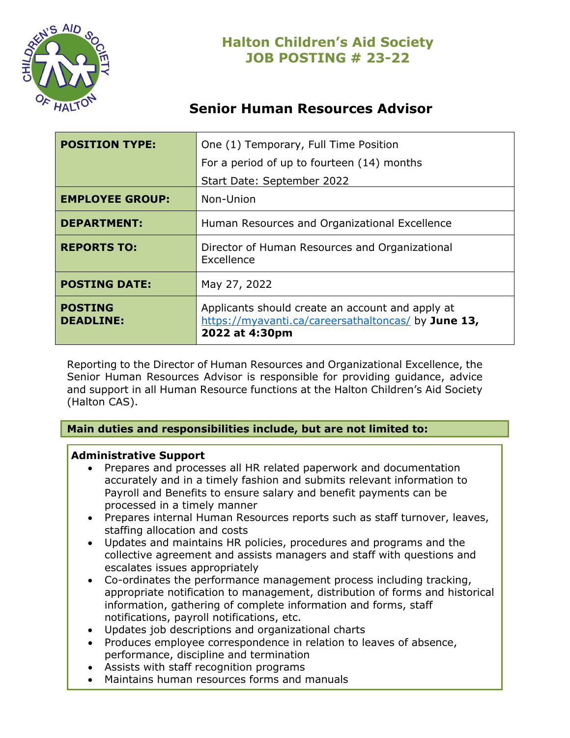# Halton Children's Aid Society
# JOB POSTING # 23-22

## Senior Human Resources Advisor

| | |
|---|---|
| **POSITION TYPE:** | One (1) Temporary, Full Time Position<br>For a period of up to fourteen (14) months<br>Start Date: September 2022 |
| **EMPLOYEE GROUP:** | Non-Union |
| **DEPARTMENT:** | Human Resources and Organizational Excellence |
| **REPORTS TO:** | Director of Human Resources and Organizational Excellence |
| **POSTING DATE:** | May 27, 2022 |
| **POSTING DEADLINE:** | Applicants should create an account and apply at [https://myavanti.ca/careersathaltoncas/](https://myavanti.ca/careersathaltoncas/) by **June 13, 2022 at 4:30pm** |

Reporting to the Director of Human Resources and Organizational Excellence, the Senior Human Resources Advisor is responsible for providing guidance, advice and support in all Human Resource functions at the Halton Children's Aid Society (Halton CAS).

**Main duties and responsibilities include, but are not limited to:**

**Administrative Support**

- Prepares and processes all HR related paperwork and documentation accurately and in a timely fashion and submits relevant information to Payroll and Benefits to ensure salary and benefit payments can be processed in a timely manner
- Prepares internal Human Resources reports such as staff turnover, leaves, staffing allocation and costs
- Updates and maintains HR policies, procedures and programs and the collective agreement and assists managers and staff with questions and escalates issues appropriately
- Co-ordinates the performance management process including tracking, appropriate notification to management, distribution of forms and historical information, gathering of complete information and forms, staff notifications, payroll notifications, etc.
- Updates job descriptions and organizational charts
- Produces employee correspondence in relation to leaves of absence, performance, discipline and termination
- Assists with staff recognition programs
- Maintains human resources forms and manuals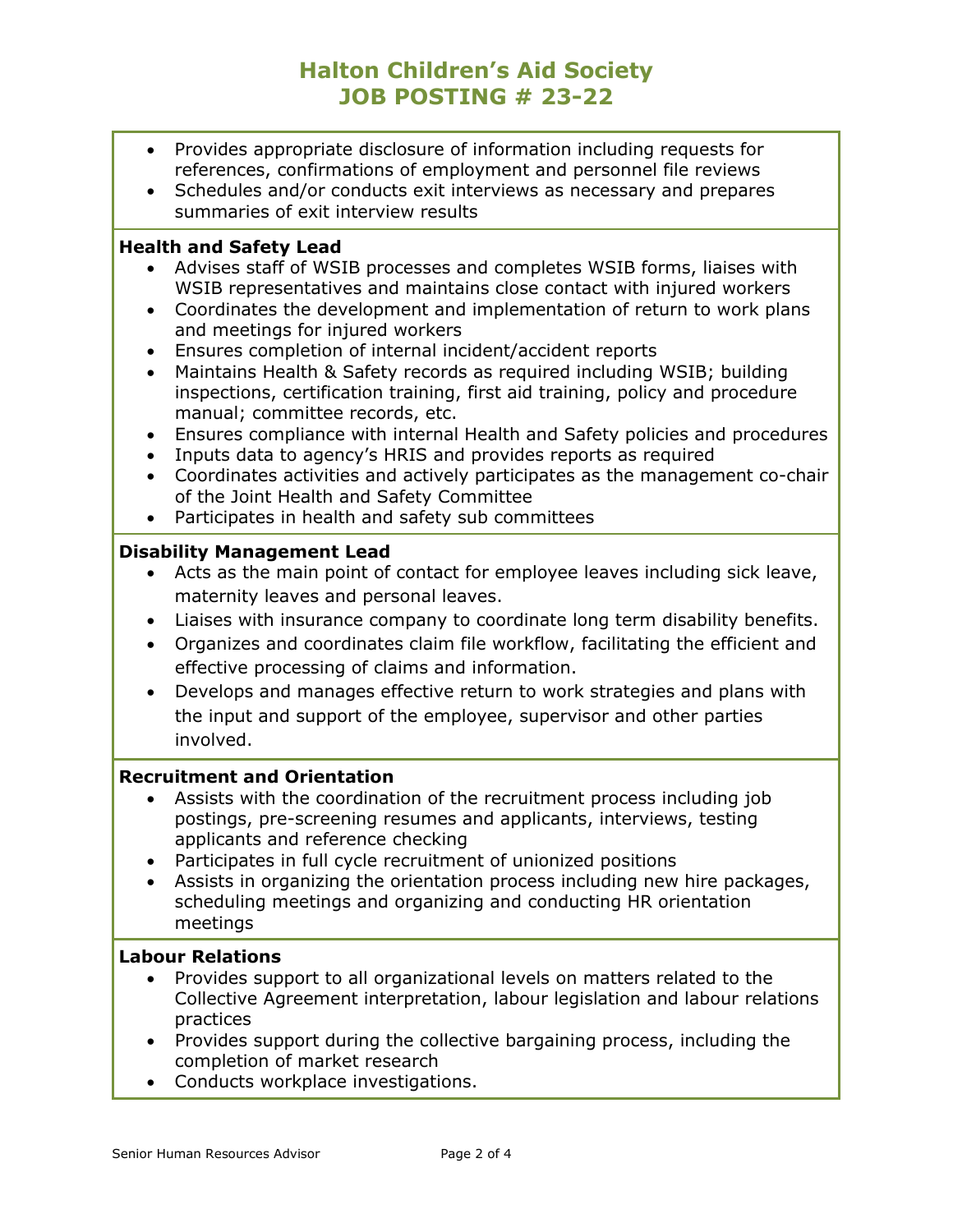- Provides appropriate disclosure of information including requests for references, confirmations of employment and personnel file reviews
- Schedules and/or conducts exit interviews as necessary and prepares summaries of exit interview results

**Health and Safety Lead**

- Advises staff of WSIB processes and completes WSIB forms, liaises with WSIB representatives and maintains close contact with injured workers
- Coordinates the development and implementation of return to work plans and meetings for injured workers
- Ensures completion of internal incident/accident reports
- Maintains Health & Safety records as required including WSIB; building inspections, certification training, first aid training, policy and procedure manual; committee records, etc.
- Ensures compliance with internal Health and Safety policies and procedures
- Inputs data to agency's HRIS and provides reports as required
- Coordinates activities and actively participates as the management co-chair of the Joint Health and Safety Committee
- Participates in health and safety sub committees

**Disability Management Lead**

- Acts as the main point of contact for employee leaves including sick leave, maternity leaves and personal leaves.
- Liaises with insurance company to coordinate long term disability benefits.
- Organizes and coordinates claim file workflow, facilitating the efficient and effective processing of claims and information.
- Develops and manages effective return to work strategies and plans with the input and support of the employee, supervisor and other parties involved.

**Recruitment and Orientation**

- Assists with the coordination of the recruitment process including job postings, pre-screening resumes and applicants, interviews, testing applicants and reference checking
- Participates in full cycle recruitment of unionized positions
- Assists in organizing the orientation process including new hire packages, scheduling meetings and organizing and conducting HR orientation meetings

**Labour Relations**

- Provides support to all organizational levels on matters related to the Collective Agreement interpretation, labour legislation and labour relations practices
- Provides support during the collective bargaining process, including the completion of market research
- Conducts workplace investigations.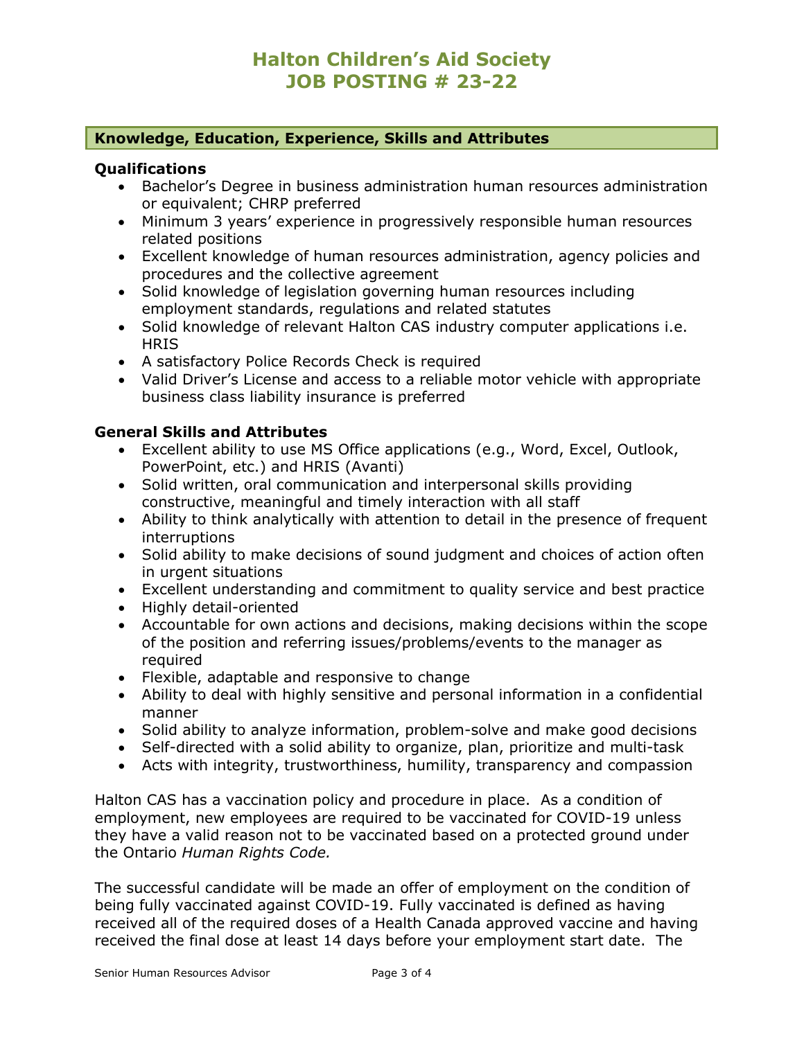## Knowledge, Education, Experience, Skills and Attributes

### Qualifications

- Bachelor's Degree in business administration human resources administration or equivalent; CHRP preferred
- Minimum 3 years' experience in progressively responsible human resources related positions
- Excellent knowledge of human resources administration, agency policies and procedures and the collective agreement
- Solid knowledge of legislation governing human resources including employment standards, regulations and related statutes
- Solid knowledge of relevant Halton CAS industry computer applications i.e. HRIS
- A satisfactory Police Records Check is required
- Valid Driver's License and access to a reliable motor vehicle with appropriate business class liability insurance is preferred

### General Skills and Attributes

- Excellent ability to use MS Office applications (e.g., Word, Excel, Outlook, PowerPoint, etc.) and HRIS (Avanti)
- Solid written, oral communication and interpersonal skills providing constructive, meaningful and timely interaction with all staff
- Ability to think analytically with attention to detail in the presence of frequent interruptions
- Solid ability to make decisions of sound judgment and choices of action often in urgent situations
- Excellent understanding and commitment to quality service and best practice
- Highly detail-oriented
- Accountable for own actions and decisions, making decisions within the scope of the position and referring issues/problems/events to the manager as required
- Flexible, adaptable and responsive to change
- Ability to deal with highly sensitive and personal information in a confidential manner
- Solid ability to analyze information, problem-solve and make good decisions
- Self-directed with a solid ability to organize, plan, prioritize and multi-task
- Acts with integrity, trustworthiness, humility, transparency and compassion

Halton CAS has a vaccination policy and procedure in place. As a condition of employment, new employees are required to be vaccinated for COVID-19 unless they have a valid reason not to be vaccinated based on a protected ground under the Ontario *Human Rights Code.*

The successful candidate will be made an offer of employment on the condition of being fully vaccinated against COVID-19. Fully vaccinated is defined as having received all of the required doses of a Health Canada approved vaccine and having received the final dose at least 14 days before your employment start date. The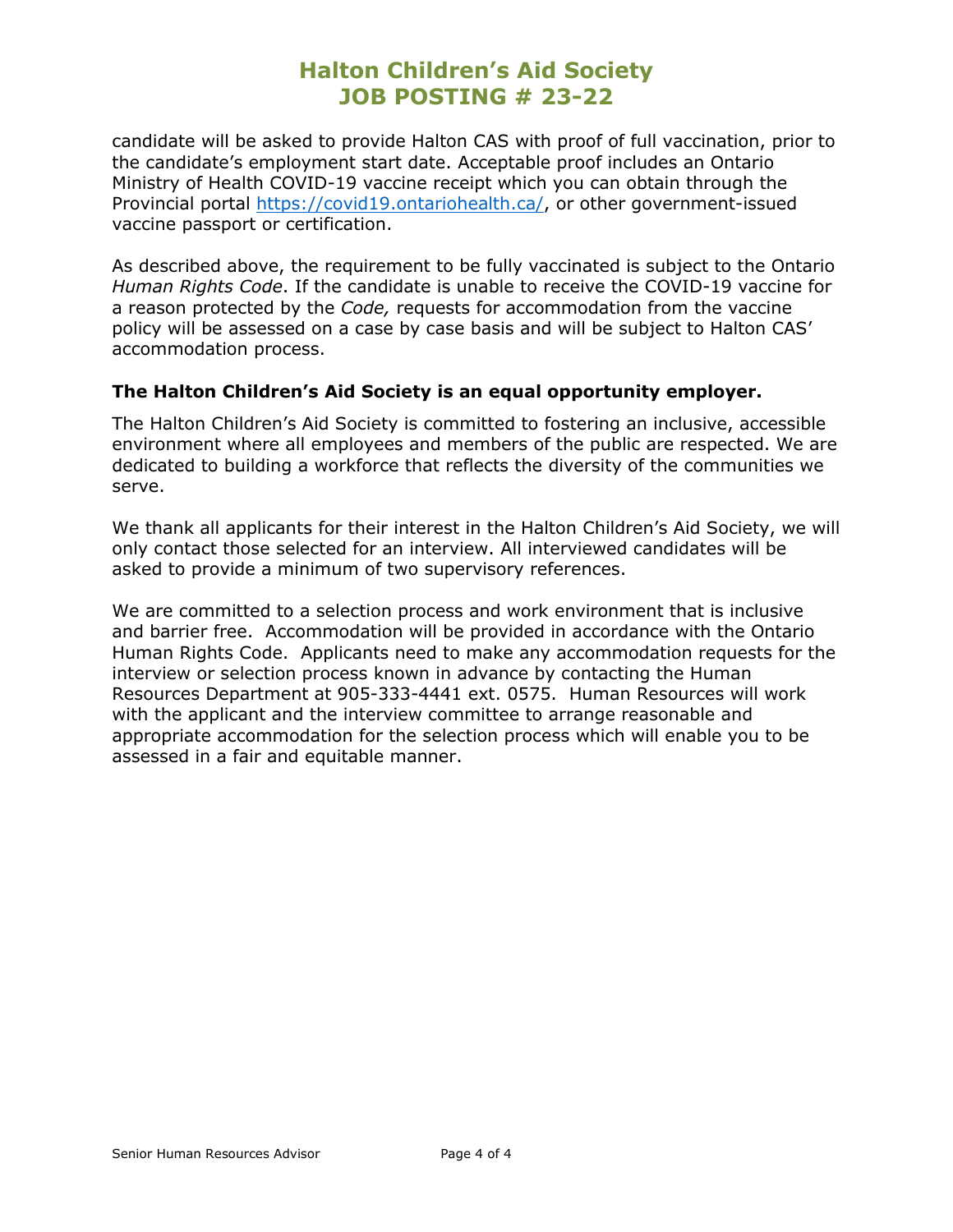candidate will be asked to provide Halton CAS with proof of full vaccination, prior to the candidate's employment start date. Acceptable proof includes an Ontario Ministry of Health COVID-19 vaccine receipt which you can obtain through the Provincial portal [https://covid19.ontariohealth.ca/](https://covid19.ontariohealth.ca/), or other government-issued vaccine passport or certification.

As described above, the requirement to be fully vaccinated is subject to the Ontario *Human Rights Code*. If the candidate is unable to receive the COVID-19 vaccine for a reason protected by the *Code,* requests for accommodation from the vaccine policy will be assessed on a case by case basis and will be subject to Halton CAS' accommodation process.

**The Halton Children's Aid Society is an equal opportunity employer.**

The Halton Children's Aid Society is committed to fostering an inclusive, accessible environment where all employees and members of the public are respected. We are dedicated to building a workforce that reflects the diversity of the communities we serve.

We thank all applicants for their interest in the Halton Children's Aid Society, we will only contact those selected for an interview. All interviewed candidates will be asked to provide a minimum of two supervisory references.

We are committed to a selection process and work environment that is inclusive and barrier free. Accommodation will be provided in accordance with the Ontario Human Rights Code. Applicants need to make any accommodation requests for the interview or selection process known in advance by contacting the Human Resources Department at 905-333-4441 ext. 0575. Human Resources will work with the applicant and the interview committee to arrange reasonable and appropriate accommodation for the selection process which will enable you to be assessed in a fair and equitable manner.